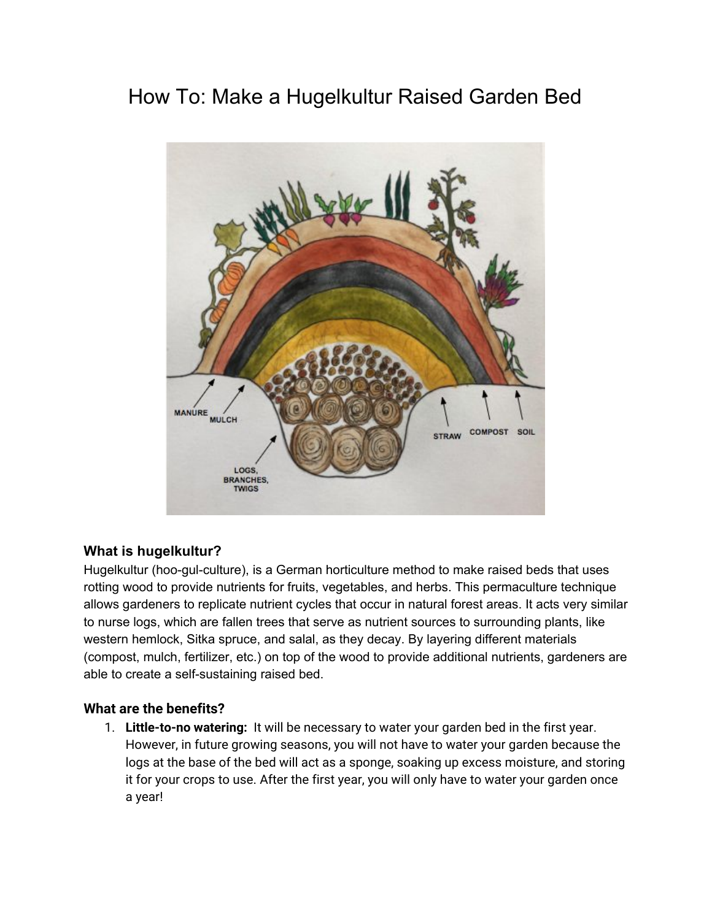# How To: Make a Hugelkultur Raised Garden Bed

MANURE
MULCH
LOGS, BRANCHES, TWIGS
STRAW
COMPOST
SOIL

### What is hugelkultur?

Hugelkultur (hoo-gul-culture), is a German horticulture method to make raised beds that uses rotting wood to provide nutrients for fruits, vegetables, and herbs. This permaculture technique allows gardeners to replicate nutrient cycles that occur in natural forest areas. It acts very similar to nurse logs, which are fallen trees that serve as nutrient sources to surrounding plants, like western hemlock, Sitka spruce, and salal, as they decay. By layering different materials (compost, mulch, fertilizer, etc.) on top of the wood to provide additional nutrients, gardeners are able to create a self-sustaining raised bed.

### What are the benefits?

1. **Little-to-no watering:** It will be necessary to water your garden bed in the first year. However, in future growing seasons, you will not have to water your garden because the logs at the base of the bed will act as a sponge, soaking up excess moisture, and storing it for your crops to use. After the first year, you will only have to water your garden once a year!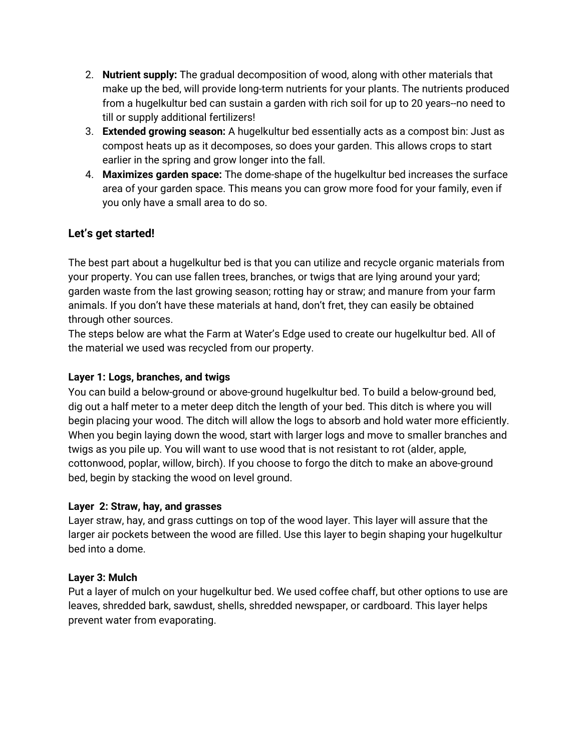2. **Nutrient supply:** The gradual decomposition of wood, along with other materials that make up the bed, will provide long-term nutrients for your plants. The nutrients produced from a hugelkultur bed can sustain a garden with rich soil for up to 20 years--no need to till or supply additional fertilizers!
3. **Extended growing season:** A hugelkultur bed essentially acts as a compost bin: Just as compost heats up as it decomposes, so does your garden. This allows crops to start earlier in the spring and grow longer into the fall.
4. **Maximizes garden space:** The dome-shape of the hugelkultur bed increases the surface area of your garden space. This means you can grow more food for your family, even if you only have a small area to do so.

## Let's get started!

The best part about a hugelkultur bed is that you can utilize and recycle organic materials from your property. You can use fallen trees, branches, or twigs that are lying around your yard; garden waste from the last growing season; rotting hay or straw; and manure from your farm animals. If you don't have these materials at hand, don't fret, they can easily be obtained through other sources.

The steps below are what the Farm at Water's Edge used to create our hugelkultur bed. All of the material we used was recycled from our property.

**Layer 1: Logs, branches, and twigs**

You can build a below-ground or above-ground hugelkultur bed. To build a below-ground bed, dig out a half meter to a meter deep ditch the length of your bed. This ditch is where you will begin placing your wood. The ditch will allow the logs to absorb and hold water more efficiently. When you begin laying down the wood, start with larger logs and move to smaller branches and twigs as you pile up. You will want to use wood that is not resistant to rot (alder, apple, cottonwood, poplar, willow, birch). If you choose to forgo the ditch to make an above-ground bed, begin by stacking the wood on level ground.

**Layer 2: Straw, hay, and grasses**

Layer straw, hay, and grass cuttings on top of the wood layer. This layer will assure that the larger air pockets between the wood are filled. Use this layer to begin shaping your hugelkultur bed into a dome.

**Layer 3: Mulch**

Put a layer of mulch on your hugelkultur bed. We used coffee chaff, but other options to use are leaves, shredded bark, sawdust, shells, shredded newspaper, or cardboard. This layer helps prevent water from evaporating.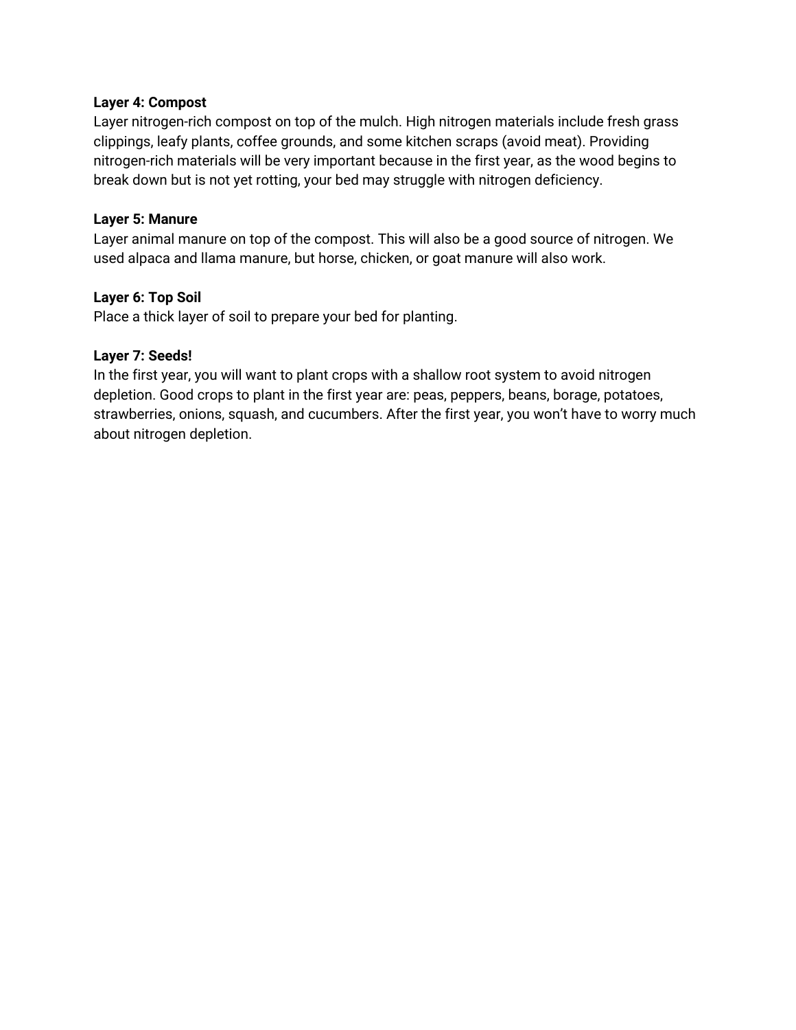**Layer 4: Compost**
Layer nitrogen-rich compost on top of the mulch. High nitrogen materials include fresh grass clippings, leafy plants, coffee grounds, and some kitchen scraps (avoid meat). Providing nitrogen-rich materials will be very important because in the first year, as the wood begins to break down but is not yet rotting, your bed may struggle with nitrogen deficiency.

**Layer 5: Manure**
Layer animal manure on top of the compost. This will also be a good source of nitrogen. We used alpaca and llama manure, but horse, chicken, or goat manure will also work.

**Layer 6: Top Soil**
Place a thick layer of soil to prepare your bed for planting.

**Layer 7: Seeds!**
In the first year, you will want to plant crops with a shallow root system to avoid nitrogen depletion. Good crops to plant in the first year are: peas, peppers, beans, borage, potatoes, strawberries, onions, squash, and cucumbers. After the first year, you won't have to worry much about nitrogen depletion.